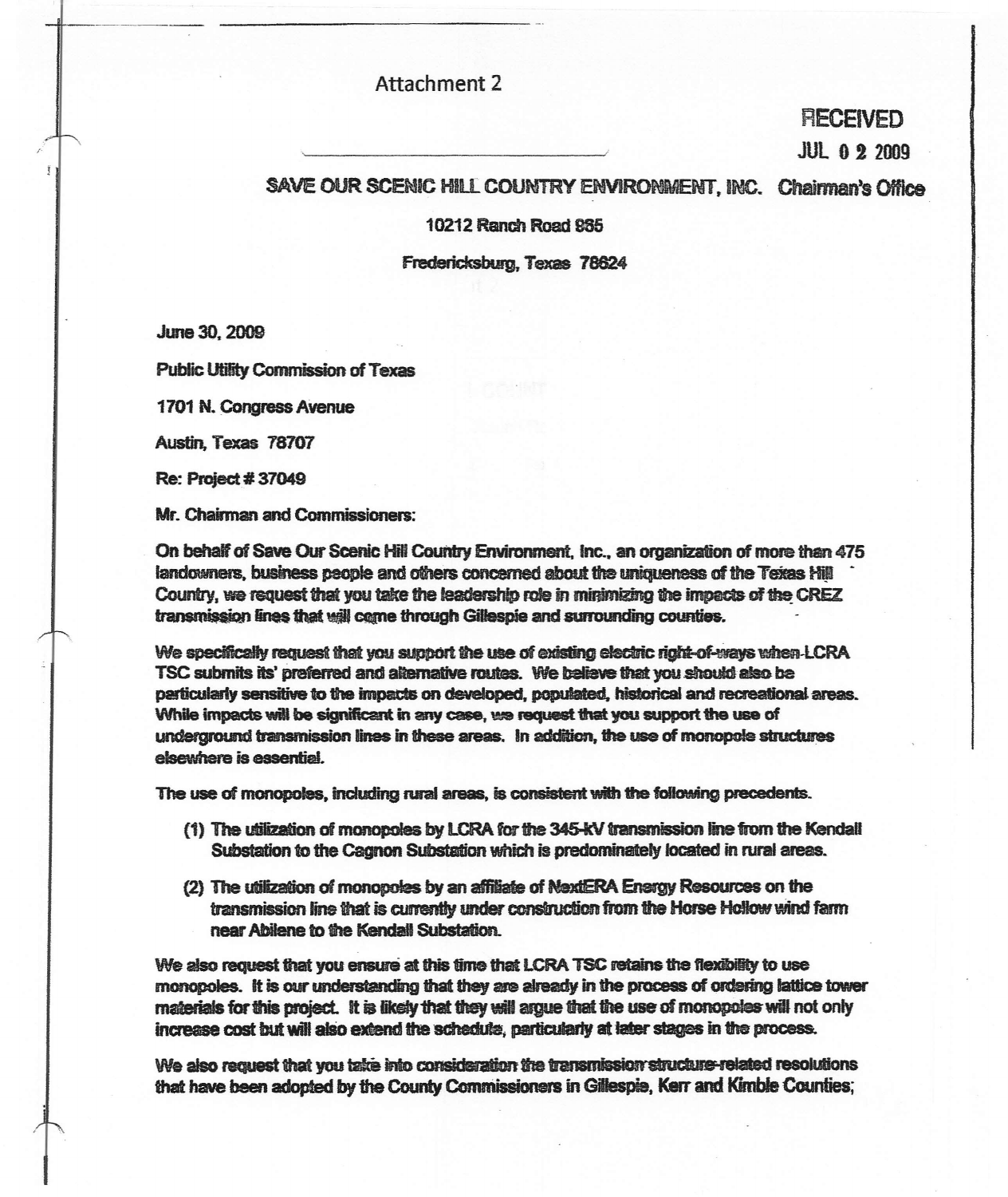Attachment 2

RECEIVED

JUL 0 2 2009

Chairman's Office

**SAVE OUR SCENIC HILL COUNTRY ENVIRONMENT, INC.**

10212 Ranch Road 965

Fredericksburg, Texas 78624

June 30, 2009

Public Utility Commission of Texas

1701 N. Congress Avenue

Austin, Texas 78707

Re: Project # 37049

Mr. Chairman and Commissioners:

On behalf of Save Our Scenic Hill Country Environment, Inc., an organization of more than 475 landowners, business people and others concerned about the uniqueness of the Texas Hill Country, we request that you take the leadership role in minimizing the impacts of the CREZ transmission lines that will come through Gillespie and surrounding counties.

We specifically request that you support the use of existing electric right-of-ways when LCRA TSC submits its' preferred and alternative routes. We believe that you should also be particularly sensitive to the impacts on developed, populated, historical and recreational areas. While impacts will be significant in any case, we request that you support the use of underground transmission lines in these areas. In addition, the use of monopole structures elsewhere is essential.

The use of monopoles, including rural areas, is consistent with the following precedents.

(1) The utilization of monopoles by LCRA for the 345-kV transmission line from the Kendall Substation to the Cagnon Substation which is predominately located in rural areas.

(2) The utilization of monopoles by an affiliate of NextERA Energy Resources on the transmission line that is currently under construction from the Horse Hollow wind farm near Abilene to the Kendall Substation.

We also request that you ensure at this time that LCRA TSC retains the flexibility to use monopoles. It is our understanding that they are already in the process of ordering lattice tower materials for this project. It is likely that they will argue that the use of monopoles will not only increase cost but will also extend the schedule, particularly at later stages in the process.

We also request that you take into consideration the transmission structure-related resolutions that have been adopted by the County Commissioners in Gillespie, Kerr and Kimble Counties;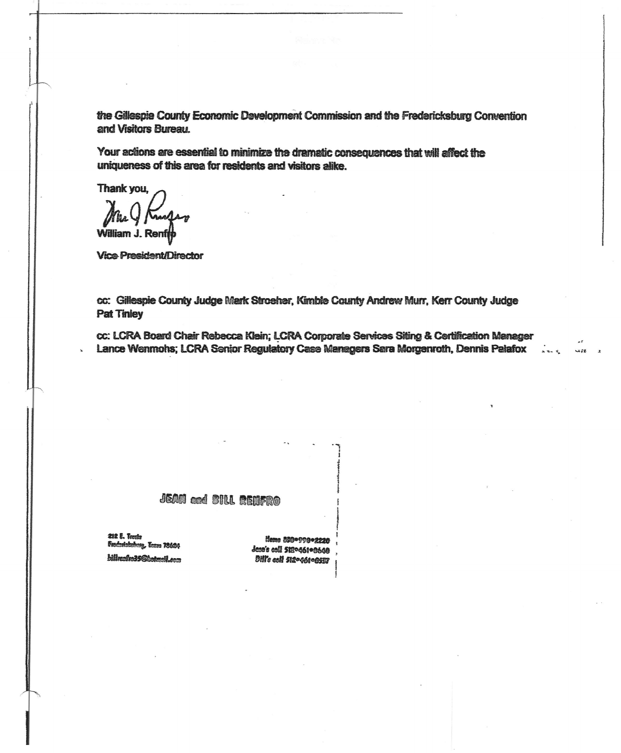the Gillespie County Economic Development Commission and the Fredericksburg Convention and Visitors Bureau.

Your actions are essential to minimize the dramatic consequences that will affect the uniqueness of this area for residents and visitors alike.

Thank you,

William J. Renfro

Vice President/Director

cc: Gillespie County Judge Mark Stroeher, Kimble County Andrew Murr, Kerr County Judge Pat Tinley

cc: LCRA Board Chair Rebecca Klein; LCRA Corporate Services Siting & Certification Manager Lance Wenmohs; LCRA Senior Regulatory Case Managers Sara Morgenroth, Dennis Palafox

JEAN and BILL RENFRO

212 E. Travis
Fredericksburg, Texas 78624
billrenfro35@hotmail.com

Home 830•990•2220
Jean's cell 512•461•0640
Bill's cell 512•461•6537